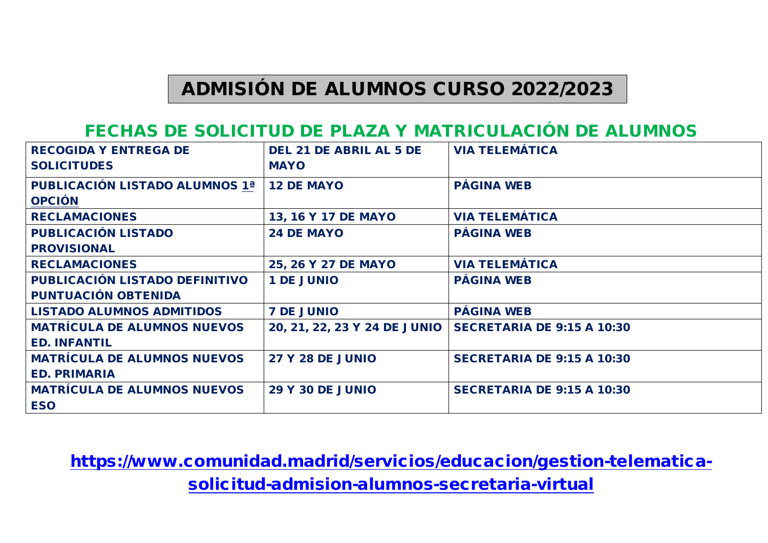# ADMISIÓN DE ALUMNOS CURSO 2022/2023

## FECHAS DE SOLICITUD DE PLAZA Y MATRICULACIÓN DE ALUMNOS

| | | |
|---|---|---|
| **RECOGIDA Y ENTREGA DE SOLICITUDES** | **DEL 21 DE ABRIL AL 5 DE MAYO** | **VIA TELEMÁTICA** |
| **PUBLICACIÓN LISTADO ALUMNOS 1ª OPCIÓN** | **12 DE MAYO** | **PÁGINA WEB** |
| **RECLAMACIONES** | **13, 16 Y 17 DE MAYO** | **VIA TELEMÁTICA** |
| **PUBLICACIÓN LISTADO PROVISIONAL** | **24 DE MAYO** | **PÁGINA WEB** |
| **RECLAMACIONES** | **25, 26 Y 27 DE MAYO** | **VIA TELEMÁTICA** |
| **PUBLICACIÓN LISTADO DEFINITIVO PUNTUACIÓN OBTENIDA** | **1 DE JUNIO** | **PÁGINA WEB** |
| **LISTADO ALUMNOS ADMITIDOS** | **7 DE JUNIO** | **PÁGINA WEB** |
| **MATRÍCULA DE ALUMNOS NUEVOS ED. INFANTIL** | **20, 21, 22, 23 Y 24 DE JUNIO** | **SECRETARIA DE 9:15 A 10:30** |
| **MATRÍCULA DE ALUMNOS NUEVOS ED. PRIMARIA** | **27 Y 28 DE JUNIO** | **SECRETARIA DE 9:15 A 10:30** |
| **MATRÍCULA DE ALUMNOS NUEVOS ESO** | **29 Y 30 DE JUNIO** | **SECRETARIA DE 9:15 A 10:30** |

**https://www.comunidad.madrid/servicios/educacion/gestion-telematica-solicitud-admision-alumnos-secretaria-virtual**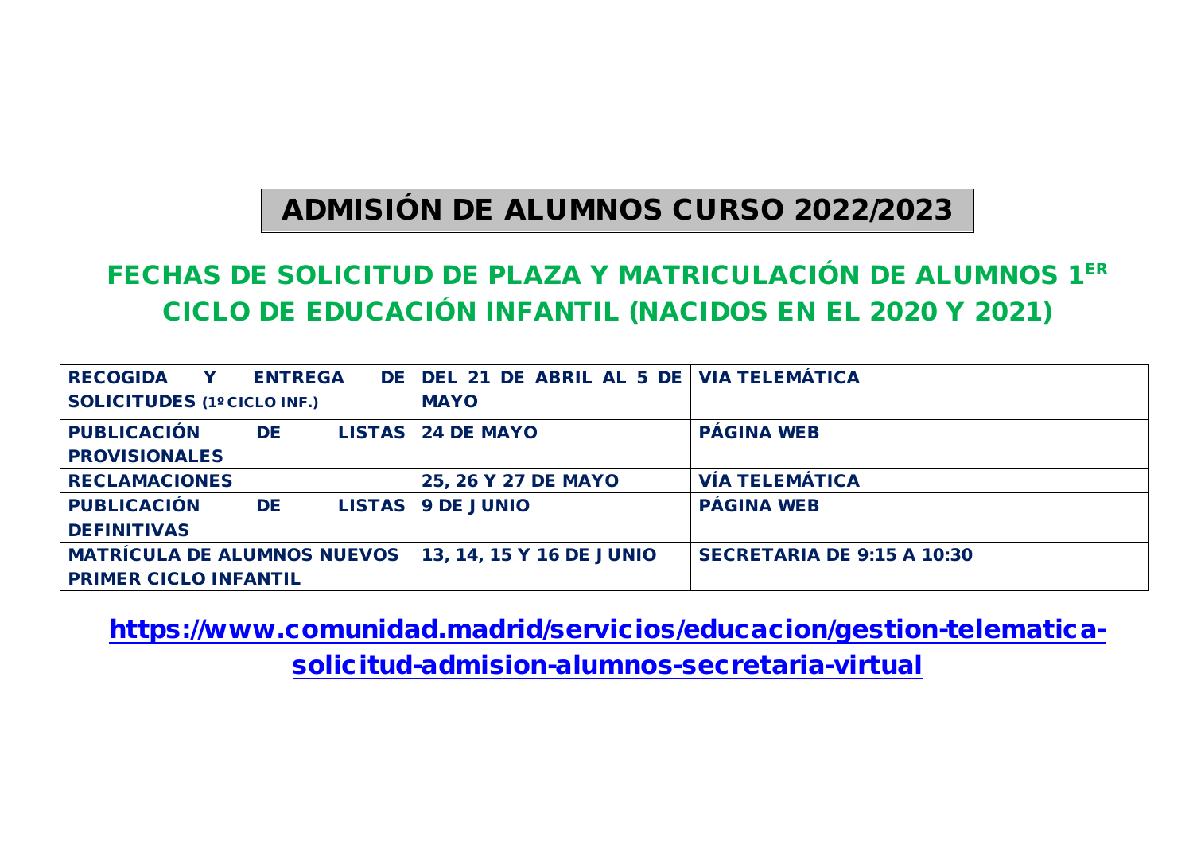# ADMISIÓN DE ALUMNOS CURSO 2022/2023

## FECHAS DE SOLICITUD DE PLAZA Y MATRICULACIÓN DE ALUMNOS 1ER CICLO DE EDUCACIÓN INFANTIL (NACIDOS EN EL 2020 Y 2021)

| | | |
|---|---|---|
| **RECOGIDA Y ENTREGA DE SOLICITUDES** (1º CICLO INF.) | **DEL 21 DE ABRIL AL 5 DE MAYO** | **VIA TELEMÁTICA** |
| **PUBLICACIÓN DE LISTAS PROVISIONALES** | **24 DE MAYO** | **PÁGINA WEB** |
| **RECLAMACIONES** | **25, 26 Y 27 DE MAYO** | **VÍA TELEMÁTICA** |
| **PUBLICACIÓN DE LISTAS DEFINITIVAS** | **9 DE JUNIO** | **PÁGINA WEB** |
| **MATRÍCULA DE ALUMNOS NUEVOS PRIMER CICLO INFANTIL** | **13, 14, 15 Y 16 DE JUNIO** | **SECRETARIA DE 9:15 A 10:30** |

**https://www.comunidad.madrid/servicios/educacion/gestion-telematica-solicitud-admision-alumnos-secretaria-virtual**